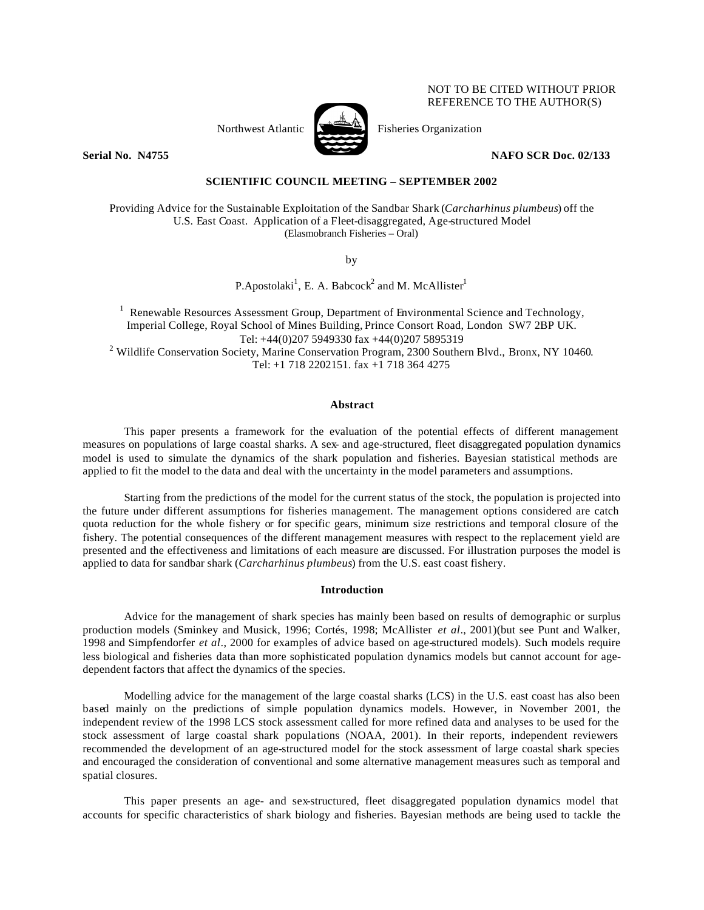NOT TO BE CITED WITHOUT PRIOR REFERENCE TO THE AUTHOR(S)

Northwest Atlantic Fisheries Organization

**Serial No. N4755** **NAFO SCR Doc. 02/133**

**SCIENTIFIC COUNCIL MEETING – SEPTEMBER 2002**

Providing Advice for the Sustainable Exploitation of the Sandbar Shark (*Carcharhinus plumbeus*) off the U.S. East Coast. Application of a Fleet-disaggregated, Age-structured Model
(Elasmobranch Fisheries – Oral)

by

P.Apostolaki[1], E. A. Babcock[2] and M. McAllister[1]

[1] Renewable Resources Assessment Group, Department of Environmental Science and Technology, Imperial College, Royal School of Mines Building, Prince Consort Road, London SW7 2BP UK.
Tel: +44(0)207 5949330 fax +44(0)207 5895319
[2] Wildlife Conservation Society, Marine Conservation Program, 2300 Southern Blvd., Bronx, NY 10460.
Tel: +1 718 2202151. fax +1 718 364 4275

## Abstract

This paper presents a framework for the evaluation of the potential effects of different management measures on populations of large coastal sharks. A sex- and age-structured, fleet disaggregated population dynamics model is used to simulate the dynamics of the shark population and fisheries. Bayesian statistical methods are applied to fit the model to the data and deal with the uncertainty in the model parameters and assumptions.

Starting from the predictions of the model for the current status of the stock, the population is projected into the future under different assumptions for fisheries management. The management options considered are catch quota reduction for the whole fishery or for specific gears, minimum size restrictions and temporal closure of the fishery. The potential consequences of the different management measures with respect to the replacement yield are presented and the effectiveness and limitations of each measure are discussed. For illustration purposes the model is applied to data for sandbar shark (*Carcharhinus plumbeus*) from the U.S. east coast fishery.

## Introduction

Advice for the management of shark species has mainly been based on results of demographic or surplus production models (Sminkey and Musick, 1996; Cortés, 1998; McAllister *et al*., 2001)(but see Punt and Walker, 1998 and Simpfendorfer *et al*., 2000 for examples of advice based on age-structured models). Such models require less biological and fisheries data than more sophisticated population dynamics models but cannot account for age-dependent factors that affect the dynamics of the species.

Modelling advice for the management of the large coastal sharks (LCS) in the U.S. east coast has also been based mainly on the predictions of simple population dynamics models. However, in November 2001, the independent review of the 1998 LCS stock assessment called for more refined data and analyses to be used for the stock assessment of large coastal shark populations (NOAA, 2001). In their reports, independent reviewers recommended the development of an age-structured model for the stock assessment of large coastal shark species and encouraged the consideration of conventional and some alternative management measures such as temporal and spatial closures.

This paper presents an age- and sex-structured, fleet disaggregated population dynamics model that accounts for specific characteristics of shark biology and fisheries. Bayesian methods are being used to tackle the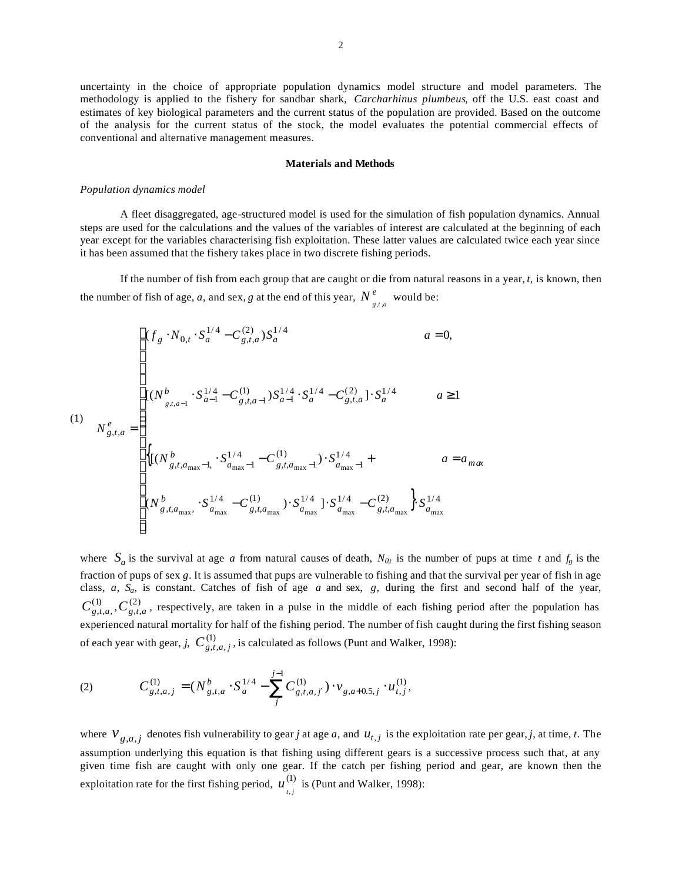uncertainty in the choice of appropriate population dynamics model structure and model parameters. The methodology is applied to the fishery for sandbar shark, *Carcharhinus plumbeus*, off the U.S. east coast and estimates of key biological parameters and the current status of the population are provided. Based on the outcome of the analysis for the current status of the stock, the model evaluates the potential commercial effects of conventional and alternative management measures.

## Materials and Methods

*Population dynamics model*

A fleet disaggregated, age-structured model is used for the simulation of fish population dynamics. Annual steps are used for the calculations and the values of the variables of interest are calculated at the beginning of each year except for the variables characterising fish exploitation. These latter values are calculated twice each year since it has been assumed that the fishery takes place in two discrete fishing periods.

If the number of fish from each group that are caught or die from natural reasons in a year, *t*, is known, then the number of fish of age, *a*, and sex, *g* at the end of this year, $N^{e}_{g,t,a}$ would be:

$$
(1) \quad N^{e}_{g,t,a} = \begin{cases}
(f_g \cdot N_{0,t} \cdot S_a^{1/4} - C^{(2)}_{g,t,a}) S_a^{1/4} & a = 0, \\
[(N^{b}_{g,t,a-1} \cdot S_{a-1}^{1/4} - C^{(1)}_{g,t,a-1}) S_{a-1}^{1/4} \cdot S_a^{1/4} - C^{(2)}_{g,t,a}] \cdot S_a^{1/4} & a \geq 1 \\
\Big\{ [(N^{b}_{g,t,a_{\max}-1} \cdot S_{a_{\max}-1}^{1/4} - C^{(1)}_{g,t,a_{\max}-1}) \cdot S_{a_{\max}-1}^{1/4} + & a = a_{\max} \\
(N^{b}_{g,t,a_{\max}} \cdot S_{a_{\max}}^{1/4} - C^{(1)}_{g,t,a_{\max}}) \cdot S_{a_{\max}}^{1/4} ] \cdot S_{a_{\max}}^{1/4} - C^{(2)}_{g,t,a_{\max}} \Big\} \cdot S_{a_{\max}}^{1/4} &
\end{cases}
$$

where $S_a$ is the survival at age *a* from natural causes of death, $N_{0,t}$ is the number of pups at time *t* and $f_g$ is the fraction of pups of sex *g*. It is assumed that pups are vulnerable to fishing and that the survival per year of fish in age class, *a*, $S_a$, is constant. Catches of fish of age *a* and sex, *g*, during the first and second half of the year, $C^{(1)}_{g,t,a}, C^{(2)}_{g,t,a}$, respectively, are taken in a pulse in the middle of each fishing period after the population has experienced natural mortality for half of the fishing period. The number of fish caught during the first fishing season of each year with gear, *j*, $C^{(1)}_{g,t,a,j}$, is calculated as follows (Punt and Walker, 1998):

$$
(2) \qquad C^{(1)}_{g,t,a,j} = (N^{b}_{g,t,a} \cdot S_a^{1/4} - \sum_{j'}^{j-1} C^{(1)}_{g,t,a,j'}) \cdot v_{g,a+0.5,j} \cdot u^{(1)}_{t,j},
$$

where $v_{g,a,j}$ denotes fish vulnerability to gear *j* at age *a*, and $u_{t,j}$ is the exploitation rate per gear, *j*, at time, *t*. The assumption underlying this equation is that fishing using different gears is a successive process such that, at any given time fish are caught with only one gear. If the catch per fishing period and gear, are known then the exploitation rate for the first fishing period, $u^{(1)}_{t,j}$ is (Punt and Walker, 1998):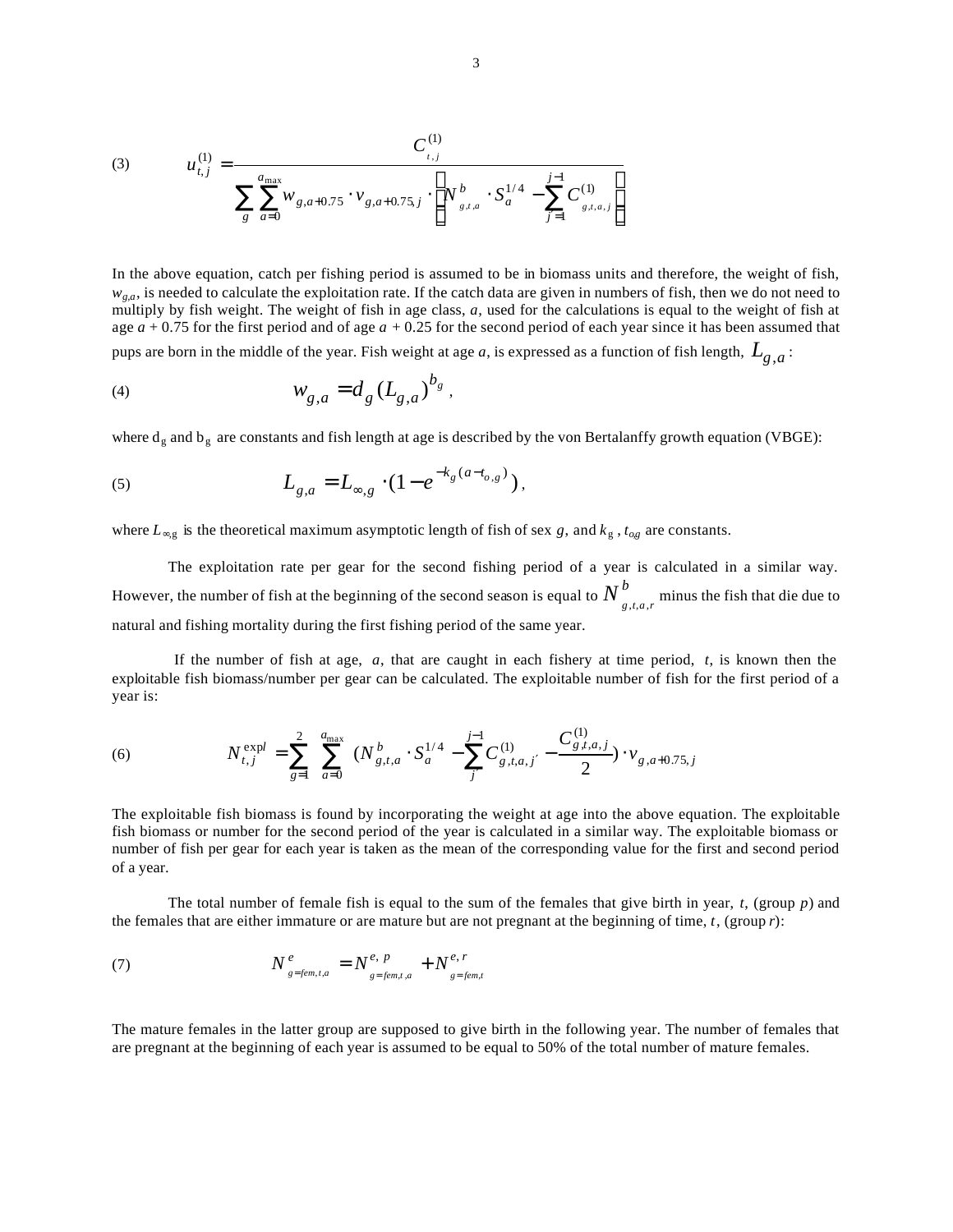$$u_{t,j}^{(1)} = \frac{C_{t,j}^{(1)}}{\sum_{g} \sum_{a=0}^{a_{\max}} w_{g,a+0.75} \cdot v_{g,a+0.75,j} \cdot \left( N_{g,t,a}^{b} \cdot S_{a}^{1/4} - \sum_{j'=1}^{j-1} C_{g,t,a,j'}^{(1)} \right)} \tag{3}$$

In the above equation, catch per fishing period is assumed to be in biomass units and therefore, the weight of fish, $w_{g,a}$, is needed to calculate the exploitation rate. If the catch data are given in numbers of fish, then we do not need to multiply by fish weight. The weight of fish in age class, $a$, used for the calculations is equal to the weight of fish at age $a + 0.75$ for the first period and of age $a + 0.25$ for the second period of each year since it has been assumed that pups are born in the middle of the year. Fish weight at age $a$, is expressed as a function of fish length, $L_{g,a}$:

$$w_{g,a} = d_g (L_{g,a})^{b_g}, \tag{4}$$

where $d_g$ and $b_g$ are constants and fish length at age is described by the von Bertalanffy growth equation (VBGE):

$$L_{g,a} = L_{\infty,g} \cdot (1 - e^{-k_g (a - t_{o,g})}), \tag{5}$$

where $L_{\infty,g}$ is the theoretical maximum asymptotic length of fish of sex $g$, and $k_g$, $t_{og}$ are constants.

The exploitation rate per gear for the second fishing period of a year is calculated in a similar way. However, the number of fish at the beginning of the second season is equal to $N^{b}_{g,t,a,r}$ minus the fish that die due to natural and fishing mortality during the first fishing period of the same year.

If the number of fish at age, $a$, that are caught in each fishery at time period, $t$, is known then the exploitable fish biomass/number per gear can be calculated. The exploitable number of fish for the first period of a year is:

$$N_{t,j}^{\exp l} = \sum_{g=1}^{2} \sum_{a=0}^{a_{\max}} \left( N_{g,t,a}^{b} \cdot S_{a}^{1/4} - \sum_{j'}^{j-1} C_{g,t,a,j'}^{(1)} - \frac{C_{g,t,a,j}^{(1)}}{2} \right) \cdot v_{g,a+0.75,j} \tag{6}$$

The exploitable fish biomass is found by incorporating the weight at age into the above equation. The exploitable fish biomass or number for the second period of the year is calculated in a similar way. The exploitable biomass or number of fish per gear for each year is taken as the mean of the corresponding value for the first and second period of a year.

The total number of female fish is equal to the sum of the females that give birth in year, $t$, (group $p$) and the females that are either immature or are mature but are not pregnant at the beginning of time, $t$, (group $r$):

$$N^{e}_{g=fem,t,a} = N^{e,p}_{g=fem,t,a} + N^{e,r}_{g=fem,t} \tag{7}$$

The mature females in the latter group are supposed to give birth in the following year. The number of females that are pregnant at the beginning of each year is assumed to be equal to 50% of the total number of mature females.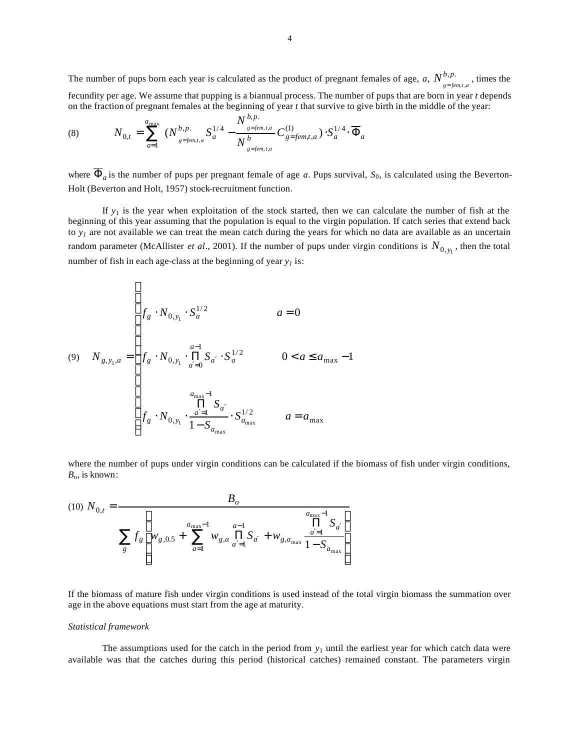The number of pups born each year is calculated as the product of pregnant females of age, $a$, $N^{b,p.}_{g=fem,t,a}$, times the fecundity per age. We assume that pupping is a biannual process. The number of pups that are born in year $t$ depends on the fraction of pregnant females at the beginning of year $t$ that survive to give birth in the middle of the year:

$$
(8) \qquad N_{0,t} = \sum_{a=1}^{a_{\max}} \left( N^{b,p.}_{g=fem,t,a} S_a^{1/4} - \frac{N^{b,p.}_{g=fem,t,a}}{N^{b}_{g=fem,t,a}} C^{(1)}_{g=fem,t,a} \right) \cdot S_a^{1/4} \cdot \overline{\Phi}_a
$$

where $\overline{\Phi}_a$ is the number of pups per pregnant female of age $a$. Pups survival, $S_0$, is calculated using the Beverton-Holt (Beverton and Holt, 1957) stock-recruitment function.

If $y_1$ is the year when exploitation of the stock started, then we can calculate the number of fish at the beginning of this year assuming that the population is equal to the virgin population. If catch series that extend back to $y_1$ are not available we can treat the mean catch during the years for which no data are available as an uncertain random parameter (McAllister *et al*., 2001). If the number of pups under virgin conditions is $N_{0,y_1}$, then the total number of fish in each age-class at the beginning of year $y_1$ is:

$$
(9) \qquad N_{g,y_1,a} = \begin{cases} f_g \cdot N_{0,y_1} \cdot S_a^{1/2} & a = 0 \\ f_g \cdot N_{0,y_1} \cdot \prod_{a'=0}^{a-1} S_{a'} \cdot S_a^{1/2} & 0 < a \le a_{\max} - 1 \\ f_g \cdot N_{0,y_1} \cdot \dfrac{\prod_{a'=1}^{a_{\max}-1} S_{a'}}{1 - S_{a_{\max}}} \cdot S_{a_{\max}}^{1/2} & a = a_{\max} \end{cases}
$$

where the number of pups under virgin conditions can be calculated if the biomass of fish under virgin conditions, $B_o$, is known:

$$
(10) \quad N_{0,t} = \frac{B_o}{\sum_g f_g \left( w_{g,0.5} + \sum_{a=1}^{a_{\max}-1} w_{g,a} \prod_{a'=1}^{a-1} S_{a'} + w_{g,a_{\max}} \dfrac{\prod_{a'=1}^{a_{\max}-1} S_{a'}}{1 - S_{a_{\max}}} \right)}
$$

If the biomass of mature fish under virgin conditions is used instead of the total virgin biomass the summation over age in the above equations must start from the age at maturity.

*Statistical framework*

The assumptions used for the catch in the period from $y_1$ until the earliest year for which catch data were available was that the catches during this period (historical catches) remained constant. The parameters virgin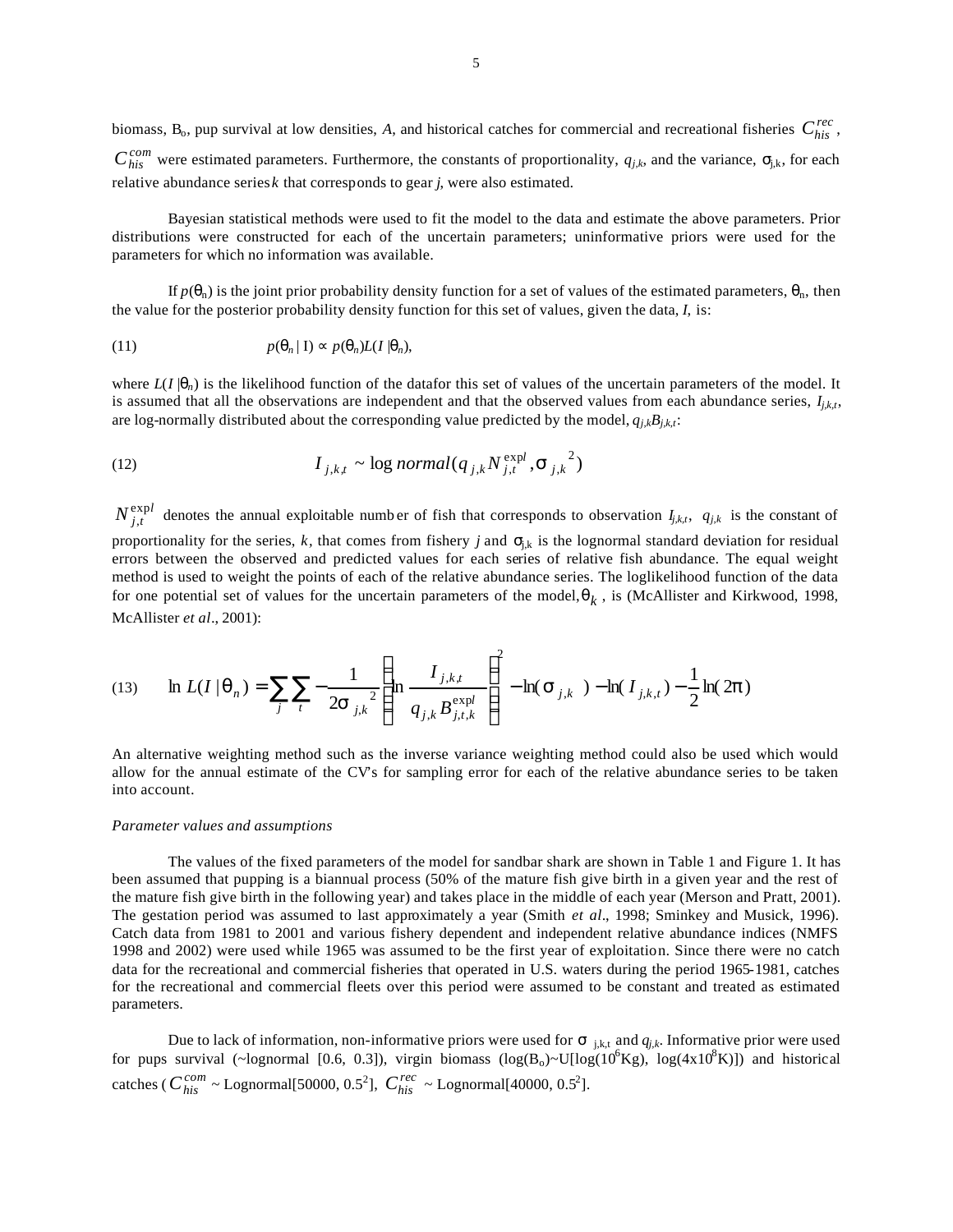biomass, $B_o$, pup survival at low densities, $A$, and historical catches for commercial and recreational fisheries $C_{his}^{rec}$, $C_{his}^{com}$ were estimated parameters. Furthermore, the constants of proportionality, $q_{j,k}$, and the variance, $\sigma_{j,k}$, for each relative abundance series $k$ that corresponds to gear $j$, were also estimated.

Bayesian statistical methods were used to fit the model to the data and estimate the above parameters. Prior distributions were constructed for each of the uncertain parameters; uninformative priors were used for the parameters for which no information was available.

If $p(\theta_n)$ is the joint prior probability density function for a set of values of the estimated parameters, $\theta_n$, then the value for the posterior probability density function for this set of values, given the data, $I$, is:

$$p(\theta_n \mid I) \propto p(\theta_n) L(I \mid \theta_n), \tag{11}$$

where $L(I \mid \theta_n)$ is the likelihood function of the datafor this set of values of the uncertain parameters of the model. It is assumed that all the observations are independent and that the observed values from each abundance series, $I_{j,k,t}$, are log-normally distributed about the corresponding value predicted by the model, $q_{j,k}B_{j,k,t}$:

$$I_{j,k,t} \sim \log normal(q_{j,k} N_{j,t}^{\exp l}, \sigma_{j,k}^{2}) \tag{12}$$

$N_{j,t}^{\exp l}$ denotes the annual exploitable number of fish that corresponds to observation $I_{j,k,t}$, $q_{j,k}$ is the constant of proportionality for the series, $k$, that comes from fishery $j$ and $\sigma_{j,k}$ is the lognormal standard deviation for residual errors between the observed and predicted values for each series of relative fish abundance. The equal weight method is used to weight the points of each of the relative abundance series. The loglikelihood function of the data for one potential set of values for the uncertain parameters of the model, $\theta_k$, is (McAllister and Kirkwood, 1998, McAllister *et al*., 2001):

$$\ln L(I \mid \theta_n) = \sum_j \sum_t -\frac{1}{2\sigma_{j,k}^{2}} \left( \ln \frac{I_{j,k,t}}{q_{j,k} B_{j,t,k}^{\exp l}} \right)^2 - \ln(\sigma_{j,k}) - \ln(I_{j,k,t}) - \frac{1}{2}\ln(2\pi) \tag{13}$$

An alternative weighting method such as the inverse variance weighting method could also be used which would allow for the annual estimate of the CV's for sampling error for each of the relative abundance series to be taken into account.

*Parameter values and assumptions*

The values of the fixed parameters of the model for sandbar shark are shown in Table 1 and Figure 1. It has been assumed that pupping is a biannual process (50% of the mature fish give birth in a given year and the rest of the mature fish give birth in the following year) and takes place in the middle of each year (Merson and Pratt, 2001). The gestation period was assumed to last approximately a year (Smith *et al*., 1998; Sminkey and Musick, 1996). Catch data from 1981 to 2001 and various fishery dependent and independent relative abundance indices (NMFS 1998 and 2002) were used while 1965 was assumed to be the first year of exploitation. Since there were no catch data for the recreational and commercial fisheries that operated in U.S. waters during the period 1965-1981, catches for the recreational and commercial fleets over this period were assumed to be constant and treated as estimated parameters.

Due to lack of information, non-informative priors were used for $\sigma_{j,k,t}$ and $q_{j,k}$. Informative prior were used for pups survival (~lognormal [0.6, 0.3]), virgin biomass ($\log(B_o)$~U[$\log(10^6$Kg), $\log(4\text{x}10^8$K)]) and historical catches ($C_{his}^{com}$ ~ Lognormal[50000, $0.5^2$], $C_{his}^{rec}$ ~ Lognormal[40000, $0.5^2$].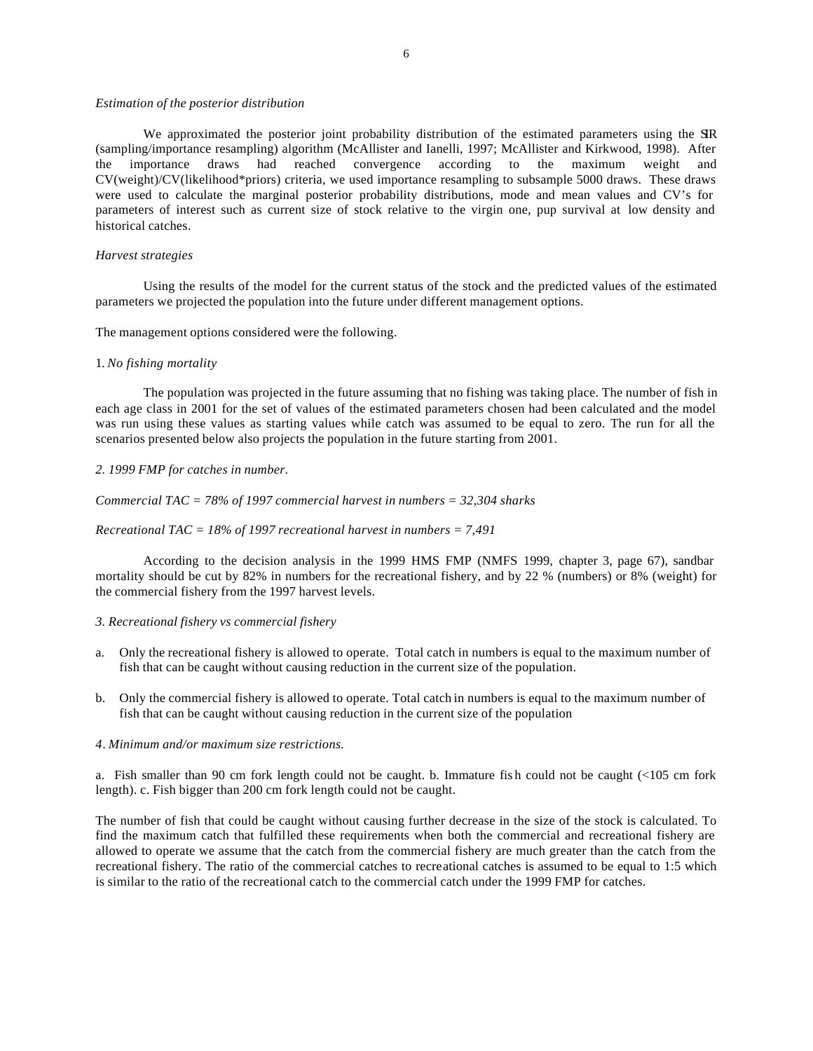*Estimation of the posterior distribution*

We approximated the posterior joint probability distribution of the estimated parameters using the SIR (sampling/importance resampling) algorithm (McAllister and Ianelli, 1997; McAllister and Kirkwood, 1998). After the importance draws had reached convergence according to the maximum weight and CV(weight)/CV(likelihood*priors) criteria, we used importance resampling to subsample 5000 draws. These draws were used to calculate the marginal posterior probability distributions, mode and mean values and CV's for parameters of interest such as current size of stock relative to the virgin one, pup survival at low density and historical catches.

*Harvest strategies*

Using the results of the model for the current status of the stock and the predicted values of the estimated parameters we projected the population into the future under different management options.

The management options considered were the following.

1. *No fishing mortality*

The population was projected in the future assuming that no fishing was taking place. The number of fish in each age class in 2001 for the set of values of the estimated parameters chosen had been calculated and the model was run using these values as starting values while catch was assumed to be equal to zero. The run for all the scenarios presented below also projects the population in the future starting from 2001.

*2. 1999 FMP for catches in number.*

*Commercial TAC = 78% of 1997 commercial harvest in numbers = 32,304 sharks*

*Recreational TAC = 18% of 1997 recreational harvest in numbers = 7,491*

According to the decision analysis in the 1999 HMS FMP (NMFS 1999, chapter 3, page 67), sandbar mortality should be cut by 82% in numbers for the recreational fishery, and by 22 % (numbers) or 8% (weight) for the commercial fishery from the 1997 harvest levels.

*3. Recreational fishery vs commercial fishery*

a. Only the recreational fishery is allowed to operate. Total catch in numbers is equal to the maximum number of fish that can be caught without causing reduction in the current size of the population.

b. Only the commercial fishery is allowed to operate. Total catch in numbers is equal to the maximum number of fish that can be caught without causing reduction in the current size of the population

*4. Minimum and/or maximum size restrictions.*

a. Fish smaller than 90 cm fork length could not be caught. b. Immature fish could not be caught (<105 cm fork length). c. Fish bigger than 200 cm fork length could not be caught.

The number of fish that could be caught without causing further decrease in the size of the stock is calculated. To find the maximum catch that fulfilled these requirements when both the commercial and recreational fishery are allowed to operate we assume that the catch from the commercial fishery are much greater than the catch from the recreational fishery. The ratio of the commercial catches to recreational catches is assumed to be equal to 1:5 which is similar to the ratio of the recreational catch to the commercial catch under the 1999 FMP for catches.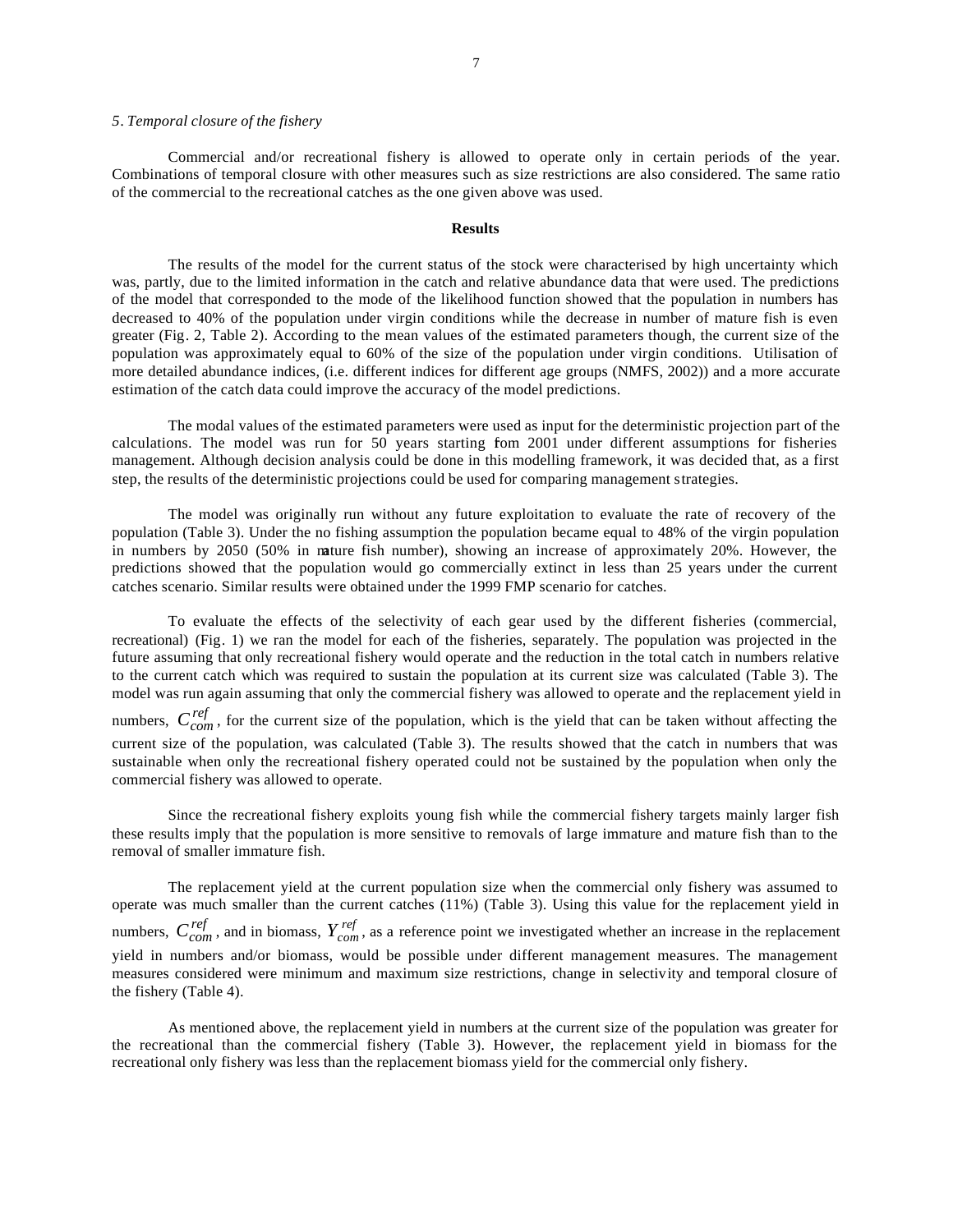*5. Temporal closure of the fishery*

Commercial and/or recreational fishery is allowed to operate only in certain periods of the year. Combinations of temporal closure with other measures such as size restrictions are also considered. The same ratio of the commercial to the recreational catches as the one given above was used.

## Results

The results of the model for the current status of the stock were characterised by high uncertainty which was, partly, due to the limited information in the catch and relative abundance data that were used. The predictions of the model that corresponded to the mode of the likelihood function showed that the population in numbers has decreased to 40% of the population under virgin conditions while the decrease in number of mature fish is even greater (Fig. 2, Table 2). According to the mean values of the estimated parameters though, the current size of the population was approximately equal to 60% of the size of the population under virgin conditions. Utilisation of more detailed abundance indices, (i.e. different indices for different age groups (NMFS, 2002)) and a more accurate estimation of the catch data could improve the accuracy of the model predictions.

The modal values of the estimated parameters were used as input for the deterministic projection part of the calculations. The model was run for 50 years starting fom 2001 under different assumptions for fisheries management. Although decision analysis could be done in this modelling framework, it was decided that, as a first step, the results of the deterministic projections could be used for comparing management strategies.

The model was originally run without any future exploitation to evaluate the rate of recovery of the population (Table 3). Under the no fishing assumption the population became equal to 48% of the virgin population in numbers by 2050 (50% in mature fish number), showing an increase of approximately 20%. However, the predictions showed that the population would go commercially extinct in less than 25 years under the current catches scenario. Similar results were obtained under the 1999 FMP scenario for catches.

To evaluate the effects of the selectivity of each gear used by the different fisheries (commercial, recreational) (Fig. 1) we ran the model for each of the fisheries, separately. The population was projected in the future assuming that only recreational fishery would operate and the reduction in the total catch in numbers relative to the current catch which was required to sustain the population at its current size was calculated (Table 3). The model was run again assuming that only the commercial fishery was allowed to operate and the replacement yield in numbers, $C_{com}^{ref}$, for the current size of the population, which is the yield that can be taken without affecting the current size of the population, was calculated (Table 3). The results showed that the catch in numbers that was sustainable when only the recreational fishery operated could not be sustained by the population when only the commercial fishery was allowed to operate.

Since the recreational fishery exploits young fish while the commercial fishery targets mainly larger fish these results imply that the population is more sensitive to removals of large immature and mature fish than to the removal of smaller immature fish.

The replacement yield at the current population size when the commercial only fishery was assumed to operate was much smaller than the current catches (11%) (Table 3). Using this value for the replacement yield in numbers, $C_{com}^{ref}$, and in biomass, $Y_{com}^{ref}$, as a reference point we investigated whether an increase in the replacement yield in numbers and/or biomass, would be possible under different management measures. The management measures considered were minimum and maximum size restrictions, change in selectivity and temporal closure of the fishery (Table 4).

As mentioned above, the replacement yield in numbers at the current size of the population was greater for the recreational than the commercial fishery (Table 3). However, the replacement yield in biomass for the recreational only fishery was less than the replacement biomass yield for the commercial only fishery.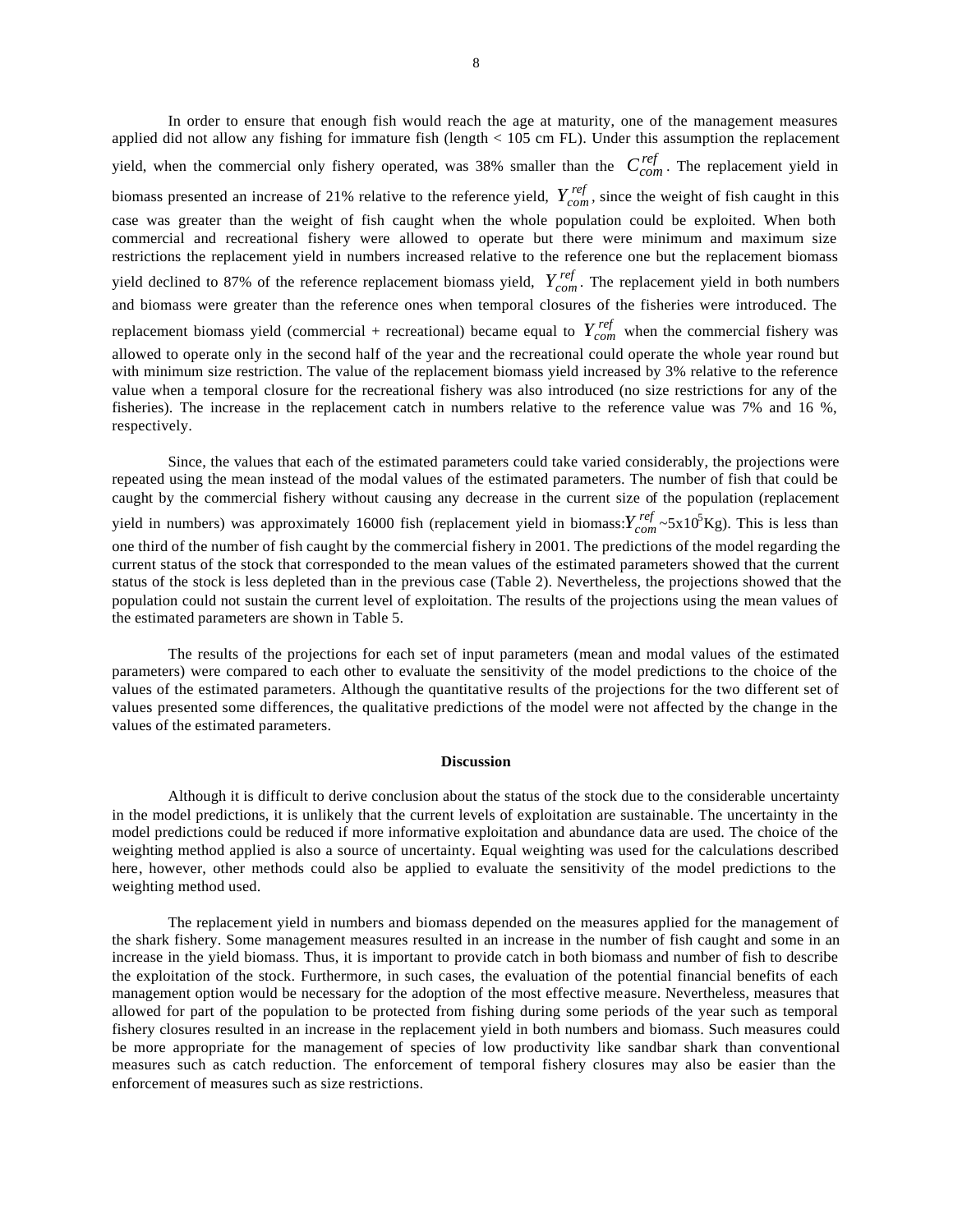In order to ensure that enough fish would reach the age at maturity, one of the management measures applied did not allow any fishing for immature fish (length < 105 cm FL). Under this assumption the replacement yield, when the commercial only fishery operated, was 38% smaller than the $C_{com}^{ref}$. The replacement yield in biomass presented an increase of 21% relative to the reference yield, $Y_{com}^{ref}$, since the weight of fish caught in this case was greater than the weight of fish caught when the whole population could be exploited. When both commercial and recreational fishery were allowed to operate but there were minimum and maximum size restrictions the replacement yield in numbers increased relative to the reference one but the replacement biomass yield declined to 87% of the reference replacement biomass yield, $Y_{com}^{ref}$. The replacement yield in both numbers and biomass were greater than the reference ones when temporal closures of the fisheries were introduced. The replacement biomass yield (commercial + recreational) became equal to $Y_{com}^{ref}$ when the commercial fishery was allowed to operate only in the second half of the year and the recreational could operate the whole year round but with minimum size restriction. The value of the replacement biomass yield increased by 3% relative to the reference value when a temporal closure for the recreational fishery was also introduced (no size restrictions for any of the fisheries). The increase in the replacement catch in numbers relative to the reference value was 7% and 16 %, respectively.

Since, the values that each of the estimated parameters could take varied considerably, the projections were repeated using the mean instead of the modal values of the estimated parameters. The number of fish that could be caught by the commercial fishery without causing any decrease in the current size of the population (replacement yield in numbers) was approximately 16000 fish (replacement yield in biomass: $Y_{com}^{ref}$ ~$5 \times 10^5$Kg). This is less than one third of the number of fish caught by the commercial fishery in 2001. The predictions of the model regarding the current status of the stock that corresponded to the mean values of the estimated parameters showed that the current status of the stock is less depleted than in the previous case (Table 2). Nevertheless, the projections showed that the population could not sustain the current level of exploitation. The results of the projections using the mean values of the estimated parameters are shown in Table 5.

The results of the projections for each set of input parameters (mean and modal values of the estimated parameters) were compared to each other to evaluate the sensitivity of the model predictions to the choice of the values of the estimated parameters. Although the quantitative results of the projections for the two different set of values presented some differences, the qualitative predictions of the model were not affected by the change in the values of the estimated parameters.

## Discussion

Although it is difficult to derive conclusion about the status of the stock due to the considerable uncertainty in the model predictions, it is unlikely that the current levels of exploitation are sustainable. The uncertainty in the model predictions could be reduced if more informative exploitation and abundance data are used. The choice of the weighting method applied is also a source of uncertainty. Equal weighting was used for the calculations described here, however, other methods could also be applied to evaluate the sensitivity of the model predictions to the weighting method used.

The replacement yield in numbers and biomass depended on the measures applied for the management of the shark fishery. Some management measures resulted in an increase in the number of fish caught and some in an increase in the yield biomass. Thus, it is important to provide catch in both biomass and number of fish to describe the exploitation of the stock. Furthermore, in such cases, the evaluation of the potential financial benefits of each management option would be necessary for the adoption of the most effective measure. Nevertheless, measures that allowed for part of the population to be protected from fishing during some periods of the year such as temporal fishery closures resulted in an increase in the replacement yield in both numbers and biomass. Such measures could be more appropriate for the management of species of low productivity like sandbar shark than conventional measures such as catch reduction. The enforcement of temporal fishery closures may also be easier than the enforcement of measures such as size restrictions.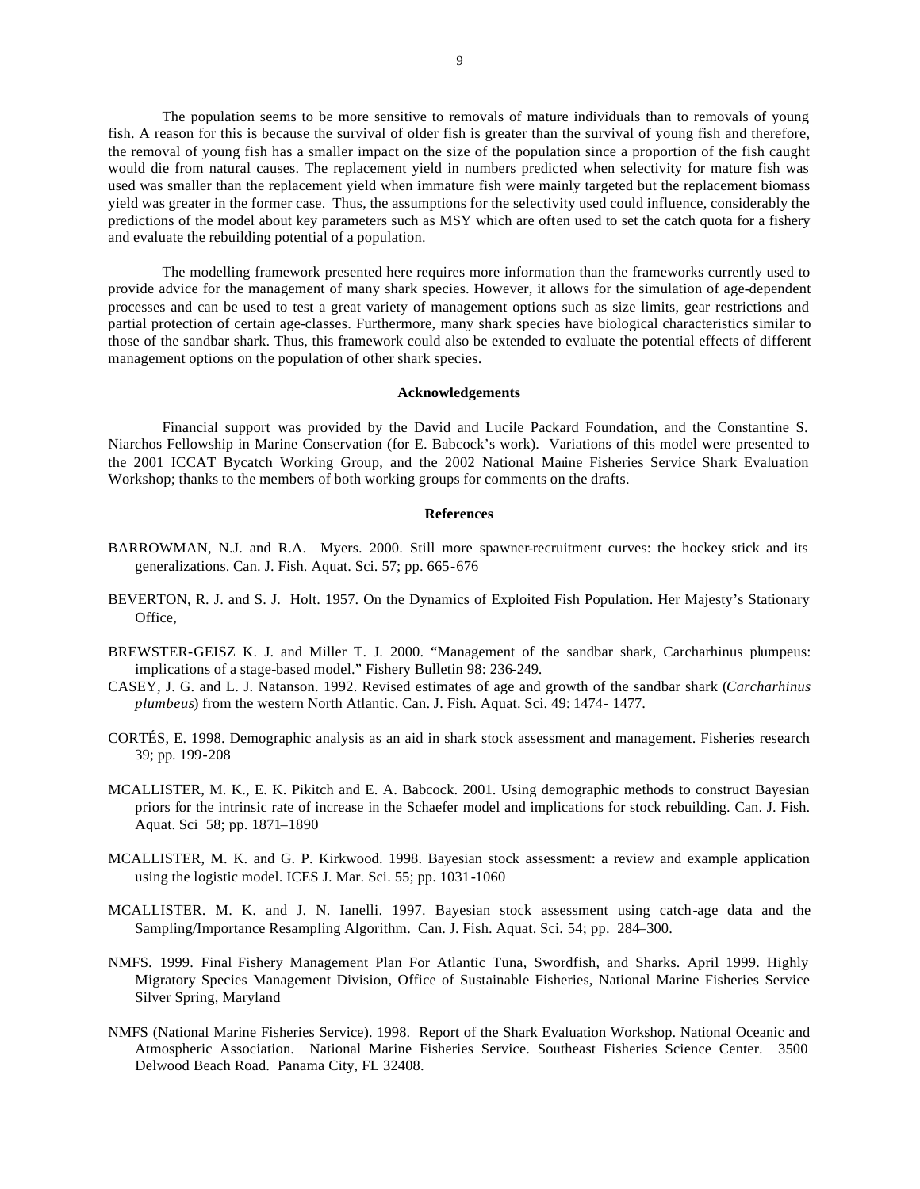The population seems to be more sensitive to removals of mature individuals than to removals of young fish. A reason for this is because the survival of older fish is greater than the survival of young fish and therefore, the removal of young fish has a smaller impact on the size of the population since a proportion of the fish caught would die from natural causes. The replacement yield in numbers predicted when selectivity for mature fish was used was smaller than the replacement yield when immature fish were mainly targeted but the replacement biomass yield was greater in the former case. Thus, the assumptions for the selectivity used could influence, considerably the predictions of the model about key parameters such as MSY which are often used to set the catch quota for a fishery and evaluate the rebuilding potential of a population.

The modelling framework presented here requires more information than the frameworks currently used to provide advice for the management of many shark species. However, it allows for the simulation of age-dependent processes and can be used to test a great variety of management options such as size limits, gear restrictions and partial protection of certain age-classes. Furthermore, many shark species have biological characteristics similar to those of the sandbar shark. Thus, this framework could also be extended to evaluate the potential effects of different management options on the population of other shark species.

## Acknowledgements

Financial support was provided by the David and Lucile Packard Foundation, and the Constantine S. Niarchos Fellowship in Marine Conservation (for E. Babcock's work). Variations of this model were presented to the 2001 ICCAT Bycatch Working Group, and the 2002 National Marine Fisheries Service Shark Evaluation Workshop; thanks to the members of both working groups for comments on the drafts.

## References

BARROWMAN, N.J. and R.A. Myers. 2000. Still more spawner-recruitment curves: the hockey stick and its generalizations. Can. J. Fish. Aquat. Sci. 57; pp. 665-676

BEVERTON, R. J. and S. J. Holt. 1957. On the Dynamics of Exploited Fish Population. Her Majesty's Stationary Office,

BREWSTER-GEISZ K. J. and Miller T. J. 2000. "Management of the sandbar shark, Carcharhinus plumpeus: implications of a stage-based model." Fishery Bulletin 98: 236-249.

CASEY, J. G. and L. J. Natanson. 1992. Revised estimates of age and growth of the sandbar shark (*Carcharhinus plumbeus*) from the western North Atlantic. Can. J. Fish. Aquat. Sci. 49: 1474- 1477.

CORTÉS, E. 1998. Demographic analysis as an aid in shark stock assessment and management. Fisheries research 39; pp. 199-208

MCALLISTER, M. K., E. K. Pikitch and E. A. Babcock. 2001. Using demographic methods to construct Bayesian priors for the intrinsic rate of increase in the Schaefer model and implications for stock rebuilding. Can. J. Fish. Aquat. Sci 58; pp. 1871–1890

MCALLISTER, M. K. and G. P. Kirkwood. 1998. Bayesian stock assessment: a review and example application using the logistic model. ICES J. Mar. Sci. 55; pp. 1031-1060

MCALLISTER. M. K. and J. N. Ianelli. 1997. Bayesian stock assessment using catch-age data and the Sampling/Importance Resampling Algorithm. Can. J. Fish. Aquat. Sci. 54; pp. 284–300.

NMFS. 1999. Final Fishery Management Plan For Atlantic Tuna, Swordfish, and Sharks. April 1999. Highly Migratory Species Management Division, Office of Sustainable Fisheries, National Marine Fisheries Service Silver Spring, Maryland

NMFS (National Marine Fisheries Service). 1998. Report of the Shark Evaluation Workshop. National Oceanic and Atmospheric Association. National Marine Fisheries Service. Southeast Fisheries Science Center. 3500 Delwood Beach Road. Panama City, FL 32408.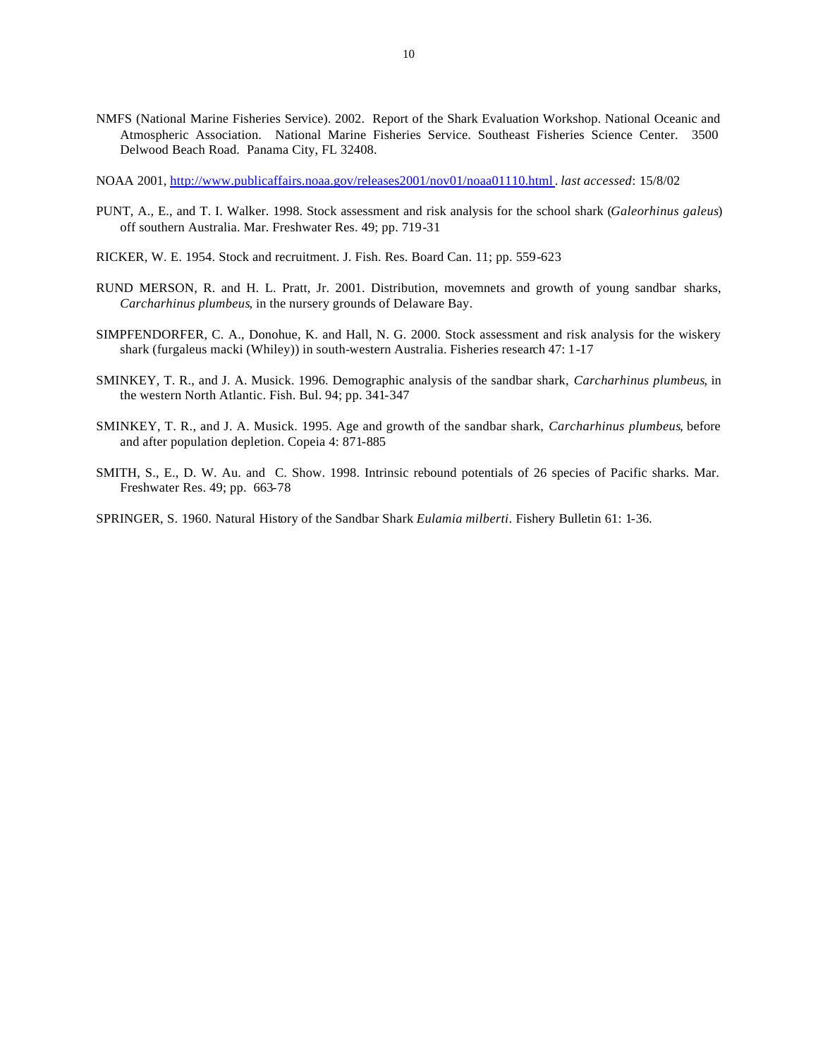NMFS (National Marine Fisheries Service). 2002. Report of the Shark Evaluation Workshop. National Oceanic and Atmospheric Association. National Marine Fisheries Service. Southeast Fisheries Science Center. 3500 Delwood Beach Road. Panama City, FL 32408.

NOAA 2001, http://www.publicaffairs.noaa.gov/releases2001/nov01/noaa01110.html. *last accessed*: 15/8/02

PUNT, A., E., and T. I. Walker. 1998. Stock assessment and risk analysis for the school shark (*Galeorhinus galeus*) off southern Australia. Mar. Freshwater Res. 49; pp. 719-31

RICKER, W. E. 1954. Stock and recruitment. J. Fish. Res. Board Can. 11; pp. 559-623

RUND MERSON, R. and H. L. Pratt, Jr. 2001. Distribution, movemnets and growth of young sandbar sharks, *Carcharhinus plumbeus*, in the nursery grounds of Delaware Bay.

SIMPFENDORFER, C. A., Donohue, K. and Hall, N. G. 2000. Stock assessment and risk analysis for the wiskery shark (furgaleus macki (Whiley)) in south-western Australia. Fisheries research 47: 1-17

SMINKEY, T. R., and J. A. Musick. 1996. Demographic analysis of the sandbar shark, *Carcharhinus plumbeus*, in the western North Atlantic. Fish. Bul. 94; pp. 341-347

SMINKEY, T. R., and J. A. Musick. 1995. Age and growth of the sandbar shark, *Carcharhinus plumbeus*, before and after population depletion. Copeia 4: 871-885

SMITH, S., E., D. W. Au. and C. Show. 1998. Intrinsic rebound potentials of 26 species of Pacific sharks. Mar. Freshwater Res. 49; pp. 663-78

SPRINGER, S. 1960. Natural History of the Sandbar Shark *Eulamia milberti*. Fishery Bulletin 61: 1-36.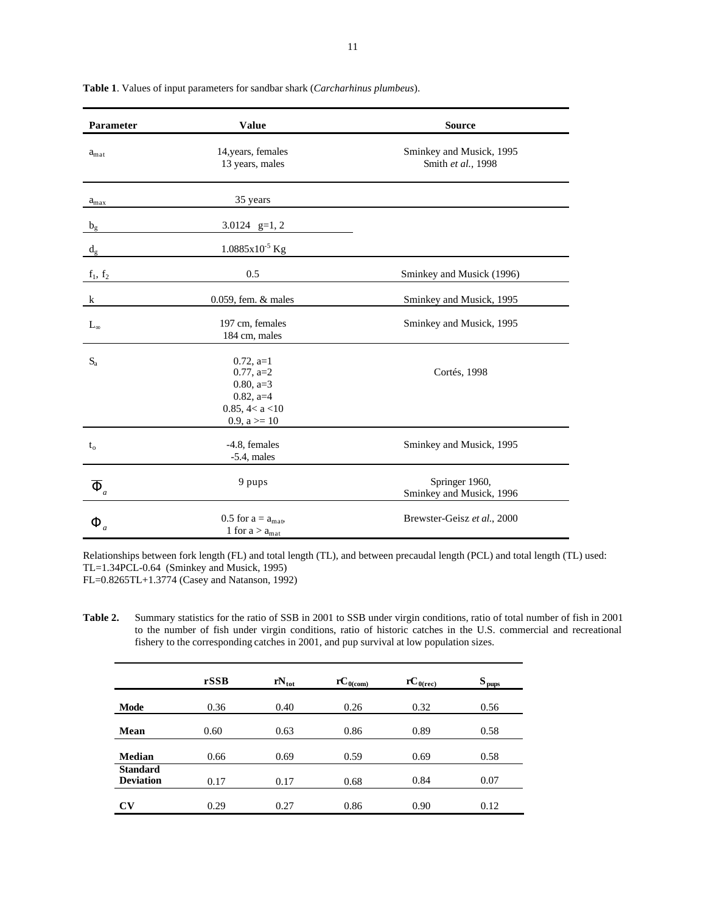**Table 1**. Values of input parameters for sandbar shark (*Carcharhinus plumbeus*).

| **Parameter** | **Value** | **Source** |
|---|---|---|
| $a_{mat}$ | 14,years, females<br>13 years, males | Sminkey and Musick, 1995<br>Smith *et al.*, 1998 |
| $a_{max}$ | 35 years | |
| $b_g$ | 3.0124 g=1, 2 | |
| $d_g$ | $1.0885 \times 10^{-5}$ Kg | |
| $f_1$, $f_2$ | 0.5 | Sminkey and Musick (1996) |
| k | 0.059, fem. & males | Sminkey and Musick, 1995 |
| $L_\infty$ | 197 cm, females<br>184 cm, males | Sminkey and Musick, 1995 |
| $S_a$ | 0.72, a=1<br>0.77, a=2<br>0.80, a=3<br>0.82, a=4<br>0.85, 4< a <10<br>0.9, a >= 10 | Cortés, 1998 |
| $t_o$ | -4.8, females<br>-5.4, males | Sminkey and Musick, 1995 |
| $\overline{\Phi}_a$ | 9 pups | Springer 1960,<br>Sminkey and Musick, 1996 |
| $\Phi_a$ | 0.5 for a = $a_{mat}$,<br>1 for a > $a_{mat}$ | Brewster-Geisz *et al.*, 2000 |

Relationships between fork length (FL) and total length (TL), and between precaudal length (PCL) and total length (TL) used:
TL=1.34PCL-0.64 (Sminkey and Musick, 1995)
FL=0.8265TL+1.3774 (Casey and Natanson, 1992)

**Table 2.** Summary statistics for the ratio of SSB in 2001 to SSB under virgin conditions, ratio of total number of fish in 2001 to the number of fish under virgin conditions, ratio of historic catches in the U.S. commercial and recreational fishery to the corresponding catches in 2001, and pup survival at low population sizes.

| | **rSSB** | $\mathbf{rN_{tot}}$ | $\mathbf{rC_{0(com)}}$ | $\mathbf{rC_{0(rec)}}$ | $\mathbf{S_{pups}}$ |
|---|---|---|---|---|---|
| **Mode** | 0.36 | 0.40 | 0.26 | 0.32 | 0.56 |
| **Mean** | 0.60 | 0.63 | 0.86 | 0.89 | 0.58 |
| **Median** | 0.66 | 0.69 | 0.59 | 0.69 | 0.58 |
| **Standard Deviation** | 0.17 | 0.17 | 0.68 | 0.84 | 0.07 |
| **CV** | 0.29 | 0.27 | 0.86 | 0.90 | 0.12 |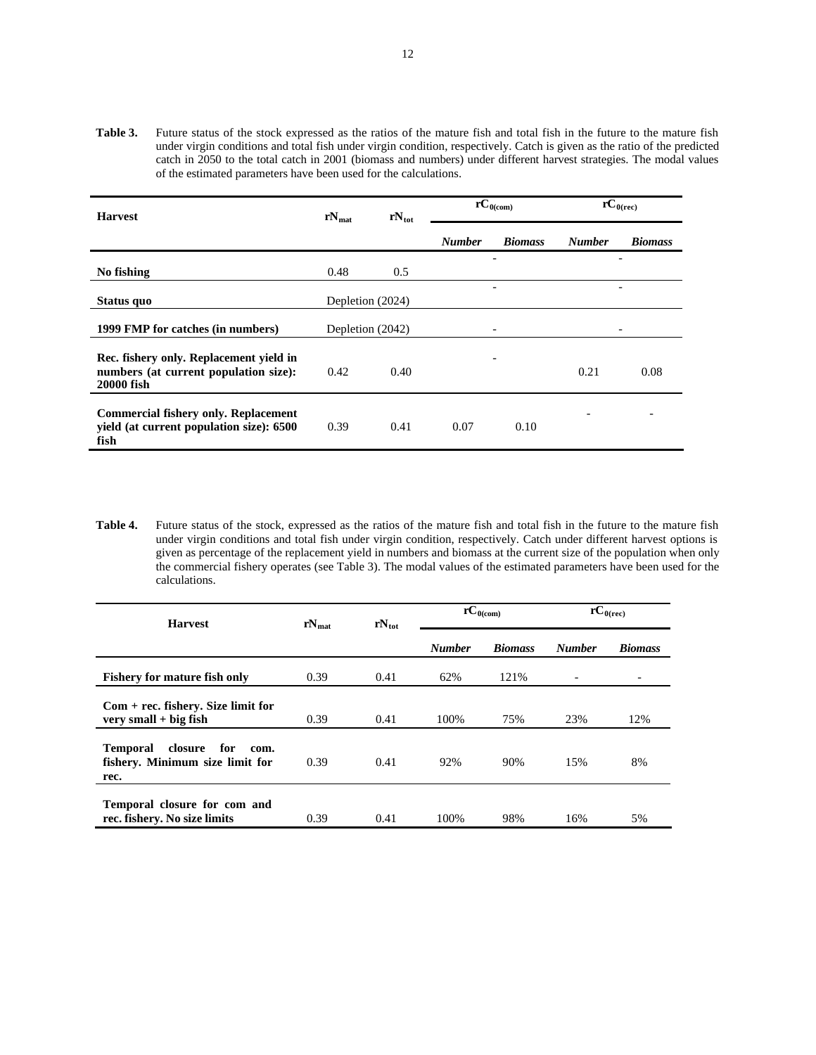**Table 3.** Future status of the stock expressed as the ratios of the mature fish and total fish in the future to the mature fish under virgin conditions and total fish under virgin condition, respectively. Catch is given as the ratio of the predicted catch in 2050 to the total catch in 2001 (biomass and numbers) under different harvest strategies. The modal values of the estimated parameters have been used for the calculations.

| Harvest | $rN_{mat}$ | $rN_{tot}$ | $rC_{0(com)}$ | | $rC_{0(rec)}$ | |
|---|---|---|---|---|---|---|
| | | | ***Number*** | ***Biomass*** | ***Number*** | ***Biomass*** |
| **No fishing** | 0.48 | 0.5 | - | | - | |
| **Status quo** | Depletion (2024) | | - | | - | |
| **1999 FMP for catches (in numbers)** | Depletion (2042) | | - | | - | |
| **Rec. fishery only. Replacement yield in numbers (at current population size): 20000 fish** | 0.42 | 0.40 | - | | 0.21 | 0.08 |
| **Commercial fishery only. Replacement yield (at current population size): 6500 fish** | 0.39 | 0.41 | 0.07 | 0.10 | - | - |

**Table 4.** Future status of the stock, expressed as the ratios of the mature fish and total fish in the future to the mature fish under virgin conditions and total fish under virgin condition, respectively. Catch under different harvest options is given as percentage of the replacement yield in numbers and biomass at the current size of the population when only the commercial fishery operates (see Table 3). The modal values of the estimated parameters have been used for the calculations.

| Harvest | $rN_{mat}$ | $rN_{tot}$ | $rC_{0(com)}$ | | $rC_{0(rec)}$ | |
|---|---|---|---|---|---|---|
| | | | ***Number*** | ***Biomass*** | ***Number*** | ***Biomass*** |
| **Fishery for mature fish only** | 0.39 | 0.41 | 62% | 121% | - | - |
| **Com + rec. fishery. Size limit for very small + big fish** | 0.39 | 0.41 | 100% | 75% | 23% | 12% |
| **Temporal closure for com. fishery. Minimum size limit for rec.** | 0.39 | 0.41 | 92% | 90% | 15% | 8% |
| **Temporal closure for com and rec. fishery. No size limits** | 0.39 | 0.41 | 100% | 98% | 16% | 5% |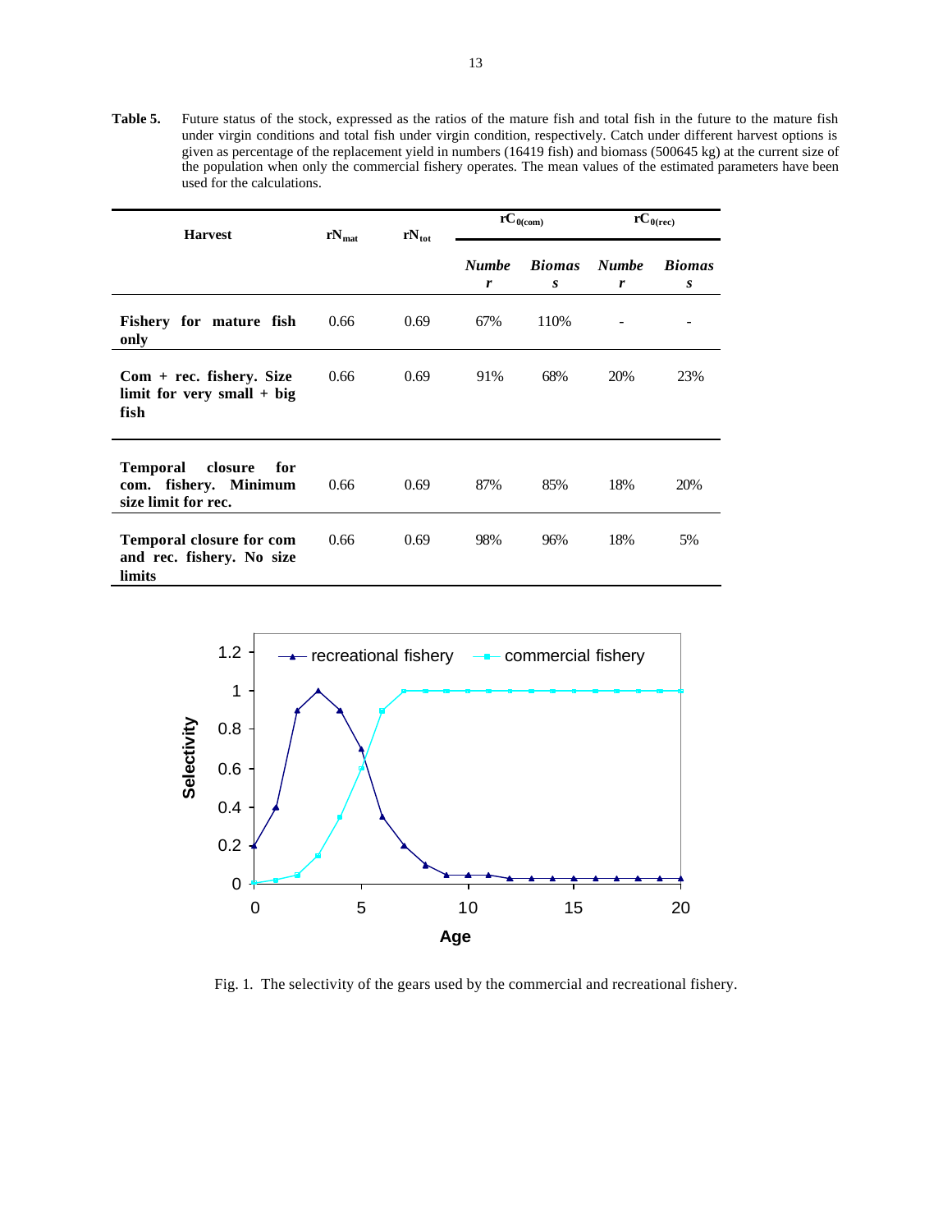**Table 5.** Future status of the stock, expressed as the ratios of the mature fish and total fish in the future to the mature fish under virgin conditions and total fish under virgin condition, respectively. Catch under different harvest options is given as percentage of the replacement yield in numbers (16419 fish) and biomass (500645 kg) at the current size of the population when only the commercial fishery operates. The mean values of the estimated parameters have been used for the calculations.

| Harvest | $rN_{mat}$ | $rN_{tot}$ | $rC_{0(com)}$ | | $rC_{0(rec)}$ | |
|---|---|---|---|---|---|---|
| | | | *Number* | *Biomass* | *Number* | *Biomass* |
| **Fishery for mature fish only** | 0.66 | 0.69 | 67% | 110% | - | - |
| **Com + rec. fishery. Size limit for very small + big fish** | 0.66 | 0.69 | 91% | 68% | 20% | 23% |
| **Temporal closure for com. fishery. Minimum size limit for rec.** | 0.66 | 0.69 | 87% | 85% | 18% | 20% |
| **Temporal closure for com and rec. fishery. No size limits** | 0.66 | 0.69 | 98% | 96% | 18% | 5% |

Fig. 1. The selectivity of the gears used by the commercial and recreational fishery.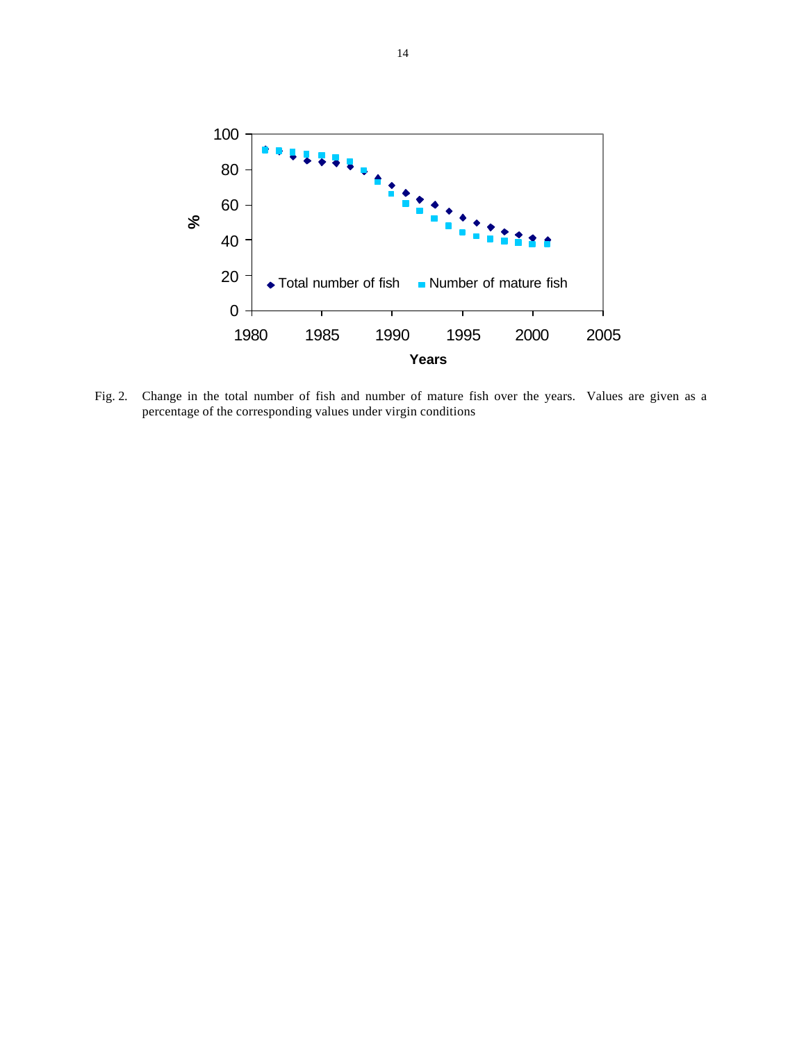Fig. 2. Change in the total number of fish and number of mature fish over the years. Values are given as a percentage of the corresponding values under virgin conditions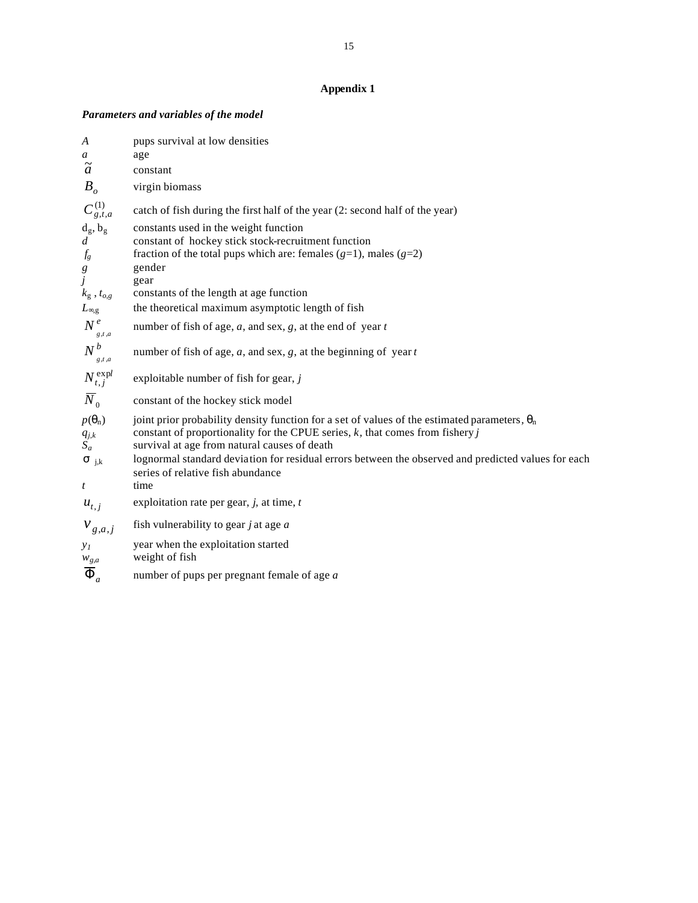# Appendix 1

***Parameters and variables of the model***

| | |
|---|---|
| $A$ | pups survival at low densities |
| $a$ | age |
| $\tilde{a}$ | constant |
| $B_o$ | virgin biomass |
| $C_{g,t,a}^{(1)}$ | catch of fish during the first half of the year (2: second half of the year) |
| $d_g$, $b_g$ | constants used in the weight function |
| $d$ | constant of hockey stick stock-recruitment function |
| $f_g$ | fraction of the total pups which are: females ($g$=1), males ($g$=2) |
| $g$ | gender |
| $j$ | gear |
| $k_g$ , $t_{o,g}$ | constants of the length at age function |
| $L_{\infty,g}$ | the theoretical maximum asymptotic length of fish |
| $N_{g,t,a}^{e}$ | number of fish of age, $a$, and sex, $g$, at the end of year $t$ |
| $N_{g,t,a}^{b}$ | number of fish of age, $a$, and sex, $g$, at the beginning of year $t$ |
| $N_{t,j}^{expl}$ | exploitable number of fish for gear, $j$ |
| $\overline{N}_0$ | constant of the hockey stick model |
| $p(\theta_n)$ | joint prior probability density function for a set of values of the estimated parameters, $\theta_n$ |
| $q_{j,k}$ | constant of proportionality for the CPUE series, $k$, that comes from fishery $j$ |
| $S_a$ | survival at age from natural causes of death |
| $\sigma_{j,k}$ | lognormal standard deviation for residual errors between the observed and predicted values for each series of relative fish abundance |
| $t$ | time |
| $u_{t,j}$ | exploitation rate per gear, $j$, at time, $t$ |
| $v_{g,a,j}$ | fish vulnerability to gear $j$ at age $a$ |
| $y_1$ | year when the exploitation started |
| $w_{g,a}$ | weight of fish |
| $\overline{\Phi}_a$ | number of pups per pregnant female of age $a$ |